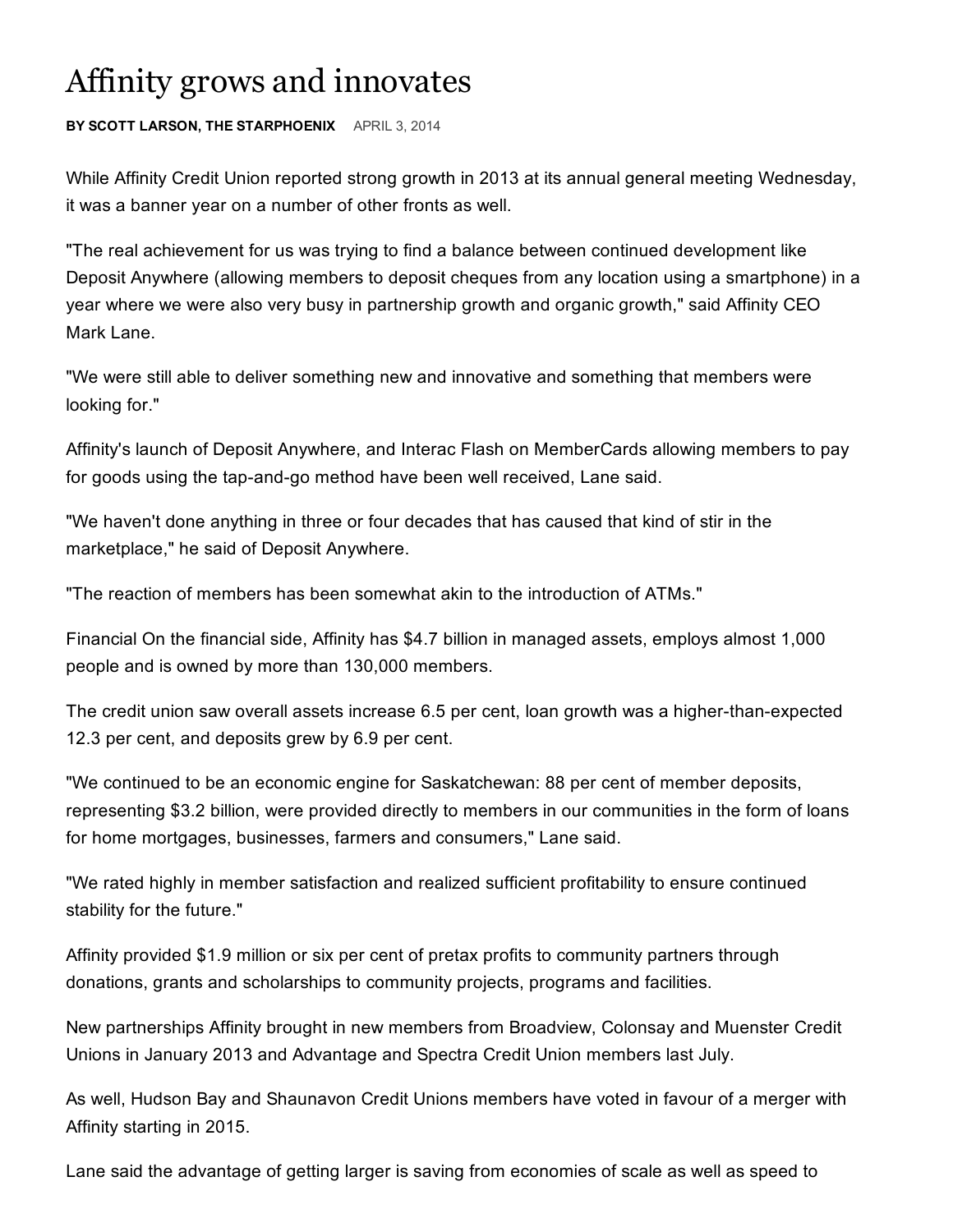# Affinity grows and innovates

**BY SCOTT LARSON, THE STARPHOENIX** APRIL 3, 2014

While Affinity Credit Union reported strong growth in 2013 at its annual general meeting Wednesday, it was a banner year on a number of other fronts as well.

"The real achievement for us was trying to find a balance between continued development like Deposit Anywhere (allowing members to deposit cheques from any location using a smartphone) in a year where we were also very busy in partnership growth and organic growth," said Affinity CEO Mark Lane.

"We were still able to deliver something new and innovative and something that members were looking for."

Affinity's launch of Deposit Anywhere, and Interac Flash on MemberCards allowing members to pay for goods using the tap-and-go method have been well received, Lane said.

"We haven't done anything in three or four decades that has caused that kind of stir in the marketplace," he said of Deposit Anywhere.

"The reaction of members has been somewhat akin to the introduction of ATMs."

Financial On the financial side, Affinity has $4.7 billion in managed assets, employs almost 1,000 people and is owned by more than 130,000 members.

The credit union saw overall assets increase 6.5 per cent, loan growth was a higher-than-expected 12.3 per cent, and deposits grew by 6.9 per cent.

"We continued to be an economic engine for Saskatchewan: 88 per cent of member deposits, representing $3.2 billion, were provided directly to members in our communities in the form of loans for home mortgages, businesses, farmers and consumers," Lane said.

"We rated highly in member satisfaction and realized sufficient profitability to ensure continued stability for the future."

Affinity provided $1.9 million or six per cent of pretax profits to community partners through donations, grants and scholarships to community projects, programs and facilities.

New partnerships Affinity brought in new members from Broadview, Colonsay and Muenster Credit Unions in January 2013 and Advantage and Spectra Credit Union members last July.

As well, Hudson Bay and Shaunavon Credit Unions members have voted in favour of a merger with Affinity starting in 2015.

Lane said the advantage of getting larger is saving from economies of scale as well as speed to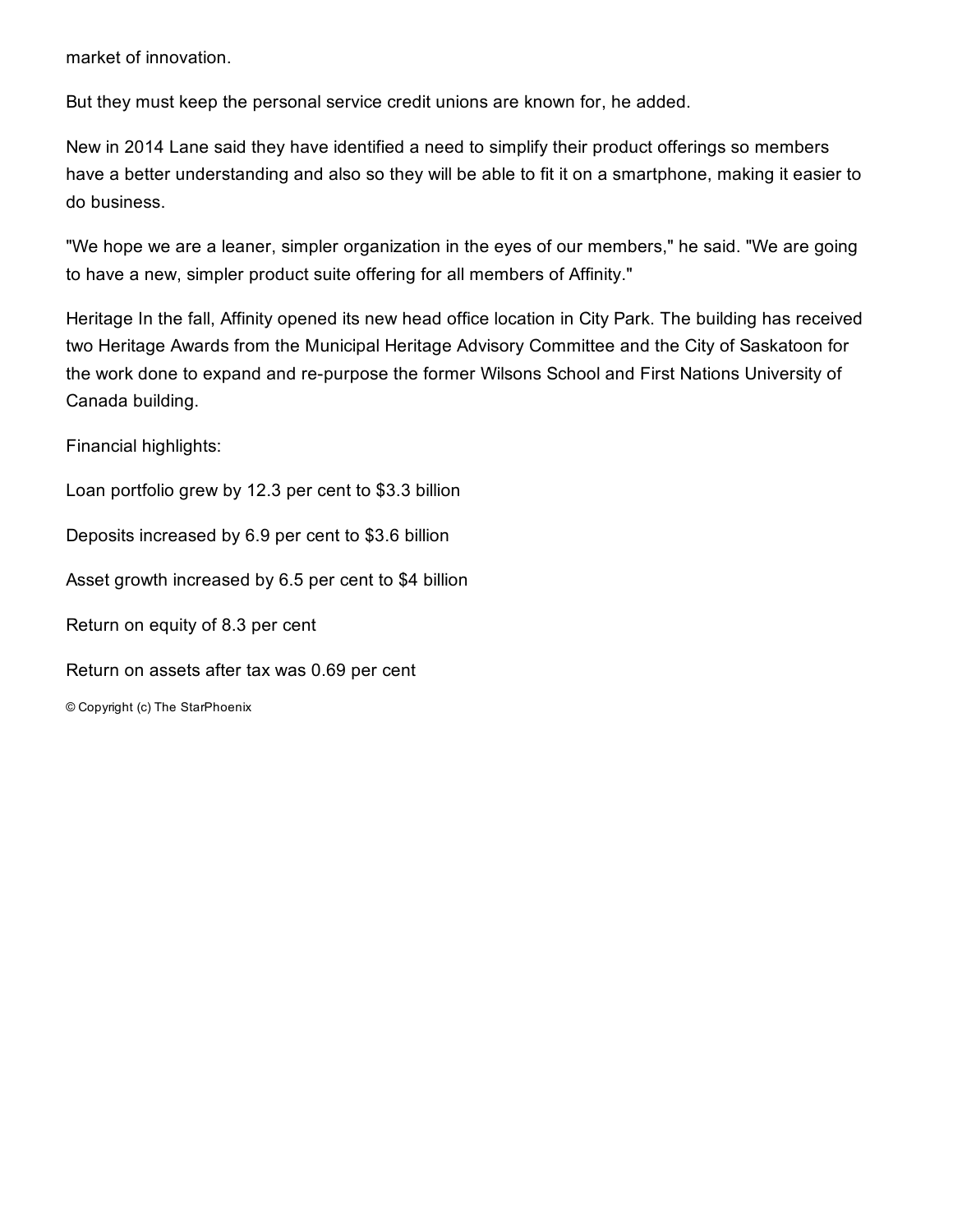market of innovation.

But they must keep the personal service credit unions are known for, he added.

New in 2014 Lane said they have identified a need to simplify their product offerings so members have a better understanding and also so they will be able to fit it on a smartphone, making it easier to do business.

"We hope we are a leaner, simpler organization in the eyes of our members," he said. "We are going to have a new, simpler product suite offering for all members of Affinity."

Heritage In the fall, Affinity opened its new head office location in City Park. The building has received two Heritage Awards from the Municipal Heritage Advisory Committee and the City of Saskatoon for the work done to expand and re-purpose the former Wilsons School and First Nations University of Canada building.

Financial highlights:

Loan portfolio grew by 12.3 per cent to $3.3 billion

Deposits increased by 6.9 per cent to $3.6 billion

Asset growth increased by 6.5 per cent to $4 billion

Return on equity of 8.3 per cent

Return on assets after tax was 0.69 per cent

© Copyright (c) The StarPhoenix